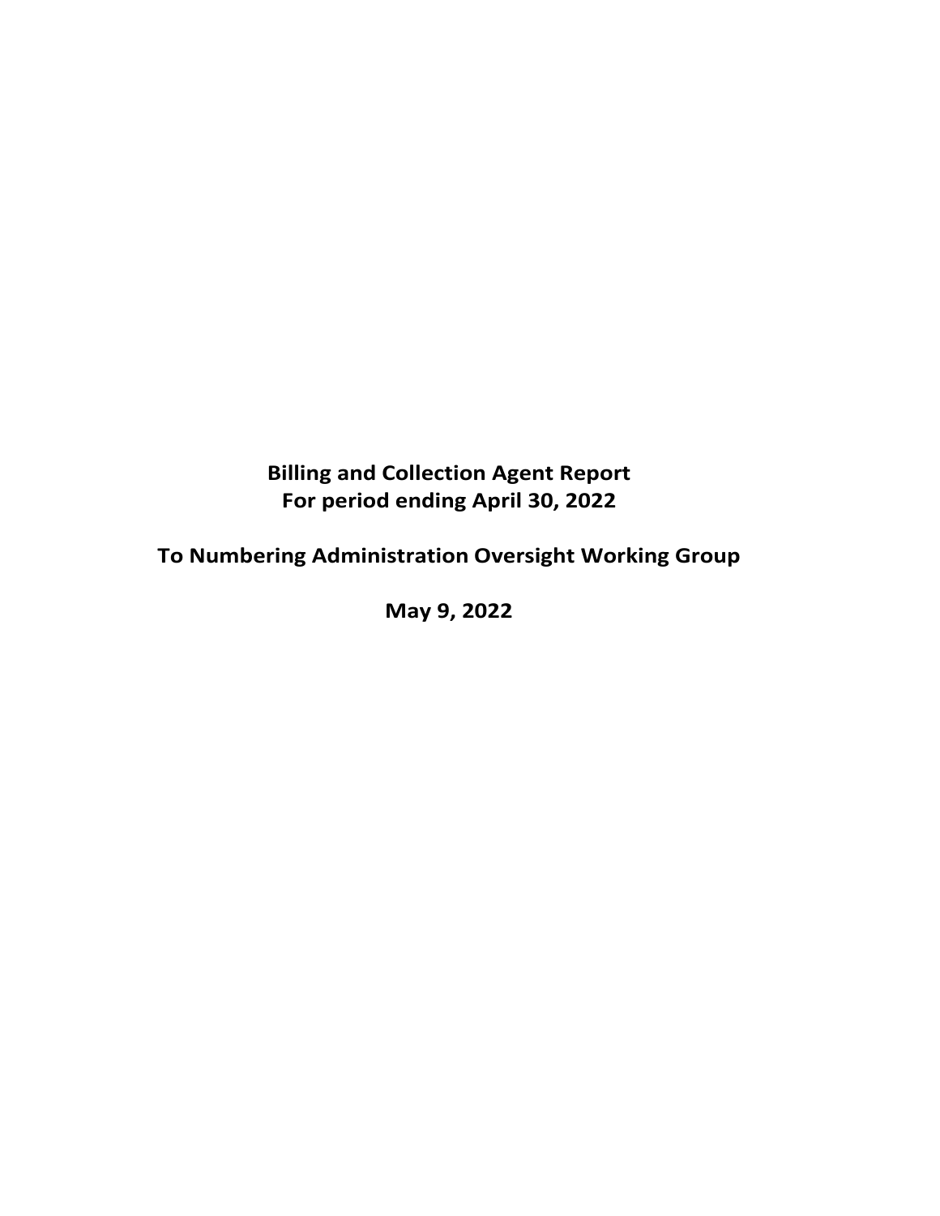**Billing and Collection Agent Report**
**For period ending April 30, 2022**

**To Numbering Administration Oversight Working Group**

**May 9, 2022**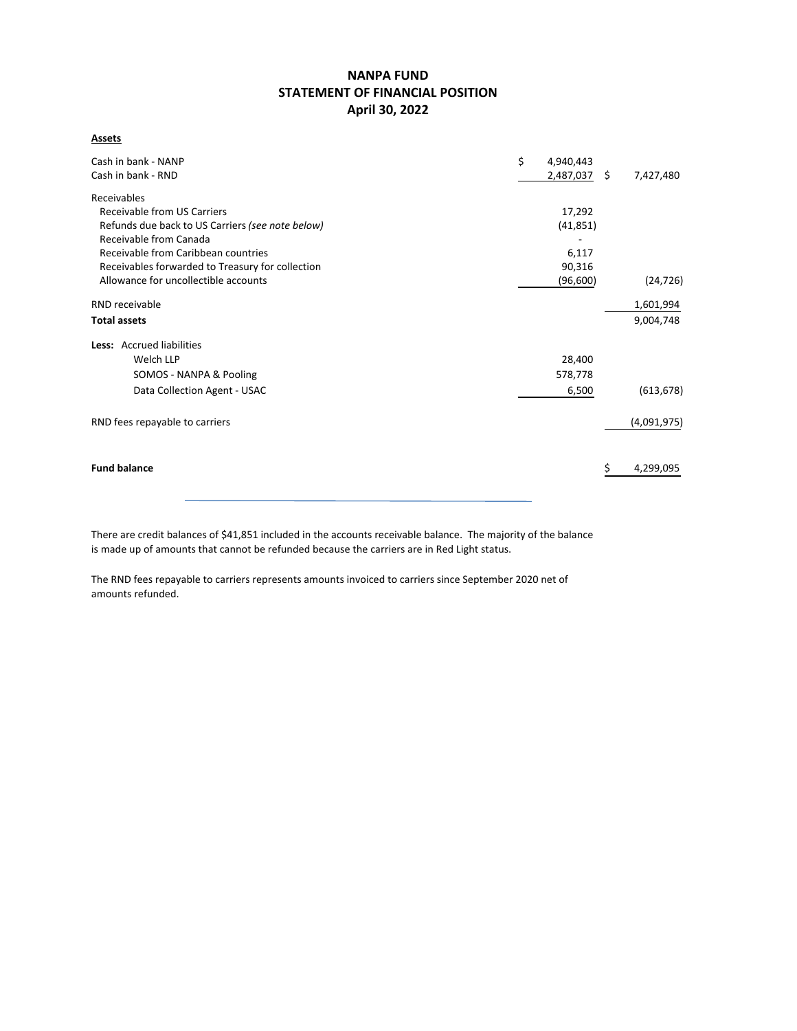# NANPA FUND
## STATEMENT OF FINANCIAL POSITION
### April 30, 2022

| | | |
|---|---|---|
| **Assets** | | |
| Cash in bank - NANP | $ 4,940,443 | |
| Cash in bank - RND | 2,487,037 | $ 7,427,480 |
| Receivables | | |
| Receivable from US Carriers | 17,292 | |
| Refunds due back to US Carriers *(see note below)* | (41,851) | |
| Receivable from Canada | - | |
| Receivable from Caribbean countries | 6,117 | |
| Receivables forwarded to Treasury for collection | 90,316 | |
| Allowance for uncollectible accounts | (96,600) | (24,726) |
| RND receivable | | 1,601,994 |
| **Total assets** | | 9,004,748 |
| **Less:** Accrued liabilities | | |
| Welch LLP | 28,400 | |
| SOMOS - NANPA & Pooling | 578,778 | |
| Data Collection Agent - USAC | 6,500 | (613,678) |
| RND fees repayable to carriers | | (4,091,975) |
| **Fund balance** | | $ 4,299,095 |

There are credit balances of $41,851 included in the accounts receivable balance. The majority of the balance is made up of amounts that cannot be refunded because the carriers are in Red Light status.

The RND fees repayable to carriers represents amounts invoiced to carriers since September 2020 net of amounts refunded.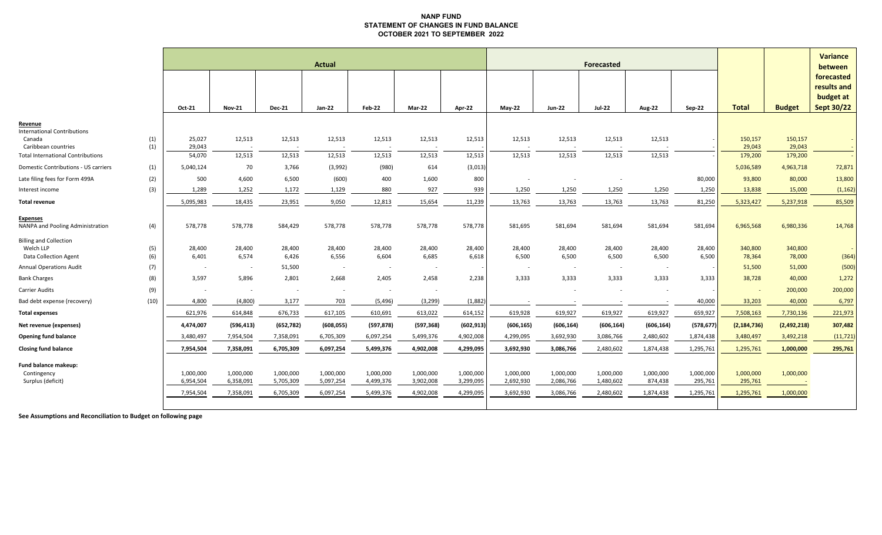# NANP FUND
## STATEMENT OF CHANGES IN FUND BALANCE
## OCTOBER 2021 TO SEPTEMBER 2022

| | | Actual | | | | | | | Forecasted | | | | | | | Variance between forecasted results and budget at Sept 30/22 |
|---|---|---|---|---|---|---|---|---|---|---|---|---|---|---|---|---|
| | | Oct-21 | Nov-21 | Dec-21 | Jan-22 | Feb-22 | Mar-22 | Apr-22 | May-22 | Jun-22 | Jul-22 | Aug-22 | Sep-22 | Total | Budget | |
| **Revenue** | | | | | | | | | | | | | | | | |
| International Contributions | | | | | | | | | | | | | | | | |
| Canada | (1) | 25,027 | 12,513 | 12,513 | 12,513 | 12,513 | 12,513 | 12,513 | 12,513 | 12,513 | 12,513 | 12,513 | - | 150,157 | 150,157 | - |
| Caribbean countries | (1) | 29,043 | - | - | - | - | - | - | - | - | - | - | - | 29,043 | 29,043 | - |
| Total International Contributions | | 54,070 | 12,513 | 12,513 | 12,513 | 12,513 | 12,513 | 12,513 | 12,513 | 12,513 | 12,513 | 12,513 | - | 179,200 | 179,200 | - |
| Domestic Contributions - US carriers | (1) | 5,040,124 | 70 | 3,766 | (3,992) | (980) | 614 | (3,013) | | | | | | 5,036,589 | 4,963,718 | 72,871 |
| Late filing fees for Form 499A | (2) | 500 | 4,600 | 6,500 | (600) | 400 | 1,600 | 800 | - | - | - | | 80,000 | 93,800 | 80,000 | 13,800 |
| Interest income | (3) | 1,289 | 1,252 | 1,172 | 1,129 | 880 | 927 | 939 | 1,250 | 1,250 | 1,250 | 1,250 | 1,250 | 13,838 | 15,000 | (1,162) |
| **Total revenue** | | 5,095,983 | 18,435 | 23,951 | 9,050 | 12,813 | 15,654 | 11,239 | 13,763 | 13,763 | 13,763 | 13,763 | 81,250 | 5,323,427 | 5,237,918 | 85,509 |
| **Expenses** | | | | | | | | | | | | | | | | |
| NANPA and Pooling Administration | (4) | 578,778 | 578,778 | 584,429 | 578,778 | 578,778 | 578,778 | 578,778 | 581,695 | 581,694 | 581,694 | 581,694 | 581,694 | 6,965,568 | 6,980,336 | 14,768 |
| Billing and Collection | | | | | | | | | | | | | | | | |
| Welch LLP | (5) | 28,400 | 28,400 | 28,400 | 28,400 | 28,400 | 28,400 | 28,400 | 28,400 | 28,400 | 28,400 | 28,400 | 28,400 | 340,800 | 340,800 | - |
| Data Collection Agent | (6) | 6,401 | 6,574 | 6,426 | 6,556 | 6,604 | 6,685 | 6,618 | 6,500 | 6,500 | 6,500 | 6,500 | 6,500 | 78,364 | 78,000 | (364) |
| Annual Operations Audit | (7) | - | - | 51,500 | - | - | - | - | - | - | - | - | - | 51,500 | 51,000 | (500) |
| Bank Charges | (8) | 3,597 | 5,896 | 2,801 | 2,668 | 2,405 | 2,458 | 2,238 | 3,333 | 3,333 | 3,333 | 3,333 | 3,333 | 38,728 | 40,000 | 1,272 |
| Carrier Audits | (9) | - | - | - | - | - | - | | | - | - | - | - | - | 200,000 | 200,000 |
| Bad debt expense (recovery) | (10) | 4,800 | (4,800) | 3,177 | 703 | (5,496) | (3,299) | (1,882) | - | - | - | - | 40,000 | 33,203 | 40,000 | 6,797 |
| **Total expenses** | | 621,976 | 614,848 | 676,733 | 617,105 | 610,691 | 613,022 | 614,152 | 619,928 | 619,927 | 619,927 | 619,927 | 659,927 | 7,508,163 | 7,730,136 | 221,973 |
| **Net revenue (expenses)** | | 4,474,007 | (596,413) | (652,782) | (608,055) | (597,878) | (597,368) | (602,913) | (606,165) | (606,164) | (606,164) | (606,164) | (578,677) | (2,184,736) | (2,492,218) | 307,482 |
| **Opening fund balance** | | 3,480,497 | 7,954,504 | 7,358,091 | 6,705,309 | 6,097,254 | 5,499,376 | 4,902,008 | 4,299,095 | 3,692,930 | 3,086,766 | 2,480,602 | 1,874,438 | 3,480,497 | 3,492,218 | (11,721) |
| **Closing fund balance** | | 7,954,504 | 7,358,091 | 6,705,309 | 6,097,254 | 5,499,376 | 4,902,008 | 4,299,095 | 3,692,930 | 3,086,766 | 2,480,602 | 1,874,438 | 1,295,761 | 1,295,761 | 1,000,000 | 295,761 |
| **Fund balance makeup:** | | | | | | | | | | | | | | | | |
| Contingency | | 1,000,000 | 1,000,000 | 1,000,000 | 1,000,000 | 1,000,000 | 1,000,000 | 1,000,000 | 1,000,000 | 1,000,000 | 1,000,000 | 1,000,000 | 1,000,000 | 1,000,000 | 1,000,000 | |
| Surplus (deficit) | | 6,954,504 | 6,358,091 | 5,705,309 | 5,097,254 | 4,499,376 | 3,902,008 | 3,299,095 | 2,692,930 | 2,086,766 | 1,480,602 | 874,438 | 295,761 | 295,761 | - | |
| | | 7,954,504 | 7,358,091 | 6,705,309 | 6,097,254 | 5,499,376 | 4,902,008 | 4,299,095 | 3,692,930 | 3,086,766 | 2,480,602 | 1,874,438 | 1,295,761 | 1,295,761 | 1,000,000 | |

**See Assumptions and Reconciliation to Budget on following page**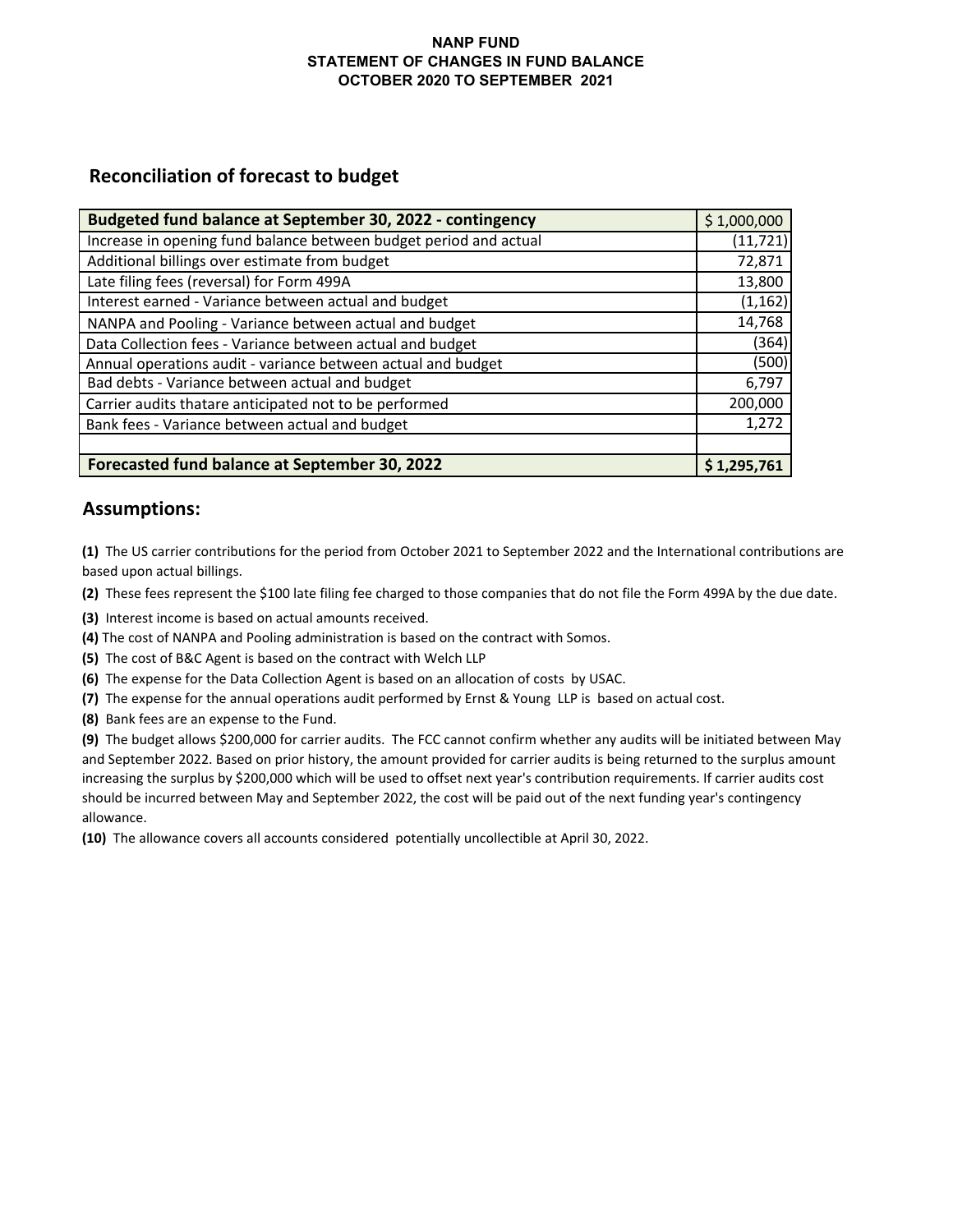# NANP FUND
## STATEMENT OF CHANGES IN FUND BALANCE
## OCTOBER 2020 TO SEPTEMBER 2021

## Reconciliation of forecast to budget

| **Budgeted fund balance at September 30, 2022 - contingency** | $ 1,000,000 |
|---|---|
| Increase in opening fund balance between budget period and actual | (11,721) |
| Additional billings over estimate from budget | 72,871 |
| Late filing fees (reversal) for Form 499A | 13,800 |
| Interest earned - Variance between actual and budget | (1,162) |
| NANPA and Pooling - Variance between actual and budget | 14,768 |
| Data Collection fees - Variance between actual and budget | (364) |
| Annual operations audit - variance between actual and budget | (500) |
| Bad debts - Variance between actual and budget | 6,797 |
| Carrier audits thatare anticipated not to be performed | 200,000 |
| Bank fees - Variance between actual and budget | 1,272 |
| | |
| **Forecasted fund balance at September 30, 2022** | **$ 1,295,761** |

## Assumptions:

**(1)** The US carrier contributions for the period from October 2021 to September 2022 and the International contributions are based upon actual billings.

**(2)** These fees represent the $100 late filing fee charged to those companies that do not file the Form 499A by the due date.

**(3)** Interest income is based on actual amounts received.

**(4)** The cost of NANPA and Pooling administration is based on the contract with Somos.

**(5)** The cost of B&C Agent is based on the contract with Welch LLP

**(6)** The expense for the Data Collection Agent is based on an allocation of costs by USAC.

**(7)** The expense for the annual operations audit performed by Ernst & Young LLP is based on actual cost.

**(8)** Bank fees are an expense to the Fund.

**(9)** The budget allows $200,000 for carrier audits. The FCC cannot confirm whether any audits will be initiated between May and September 2022. Based on prior history, the amount provided for carrier audits is being returned to the surplus amount increasing the surplus by $200,000 which will be used to offset next year's contribution requirements. If carrier audits cost should be incurred between May and September 2022, the cost will be paid out of the next funding year's contingency allowance.

**(10)** The allowance covers all accounts considered potentially uncollectible at April 30, 2022.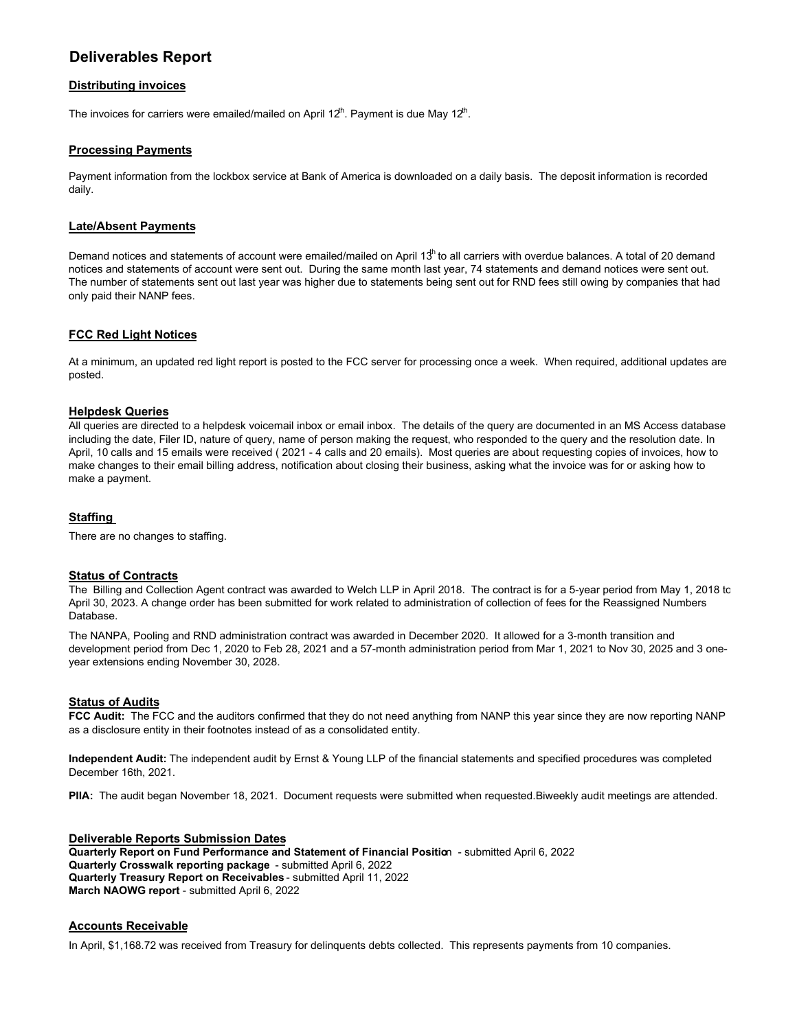# Deliverables Report

## Distributing invoices

The invoices for carriers were emailed/mailed on April 12th. Payment is due May 12th.

## Processing Payments

Payment information from the lockbox service at Bank of America is downloaded on a daily basis. The deposit information is recorded daily.

## Late/Absent Payments

Demand notices and statements of account were emailed/mailed on April 13th to all carriers with overdue balances. A total of 20 demand notices and statements of account were sent out. During the same month last year, 74 statements and demand notices were sent out. The number of statements sent out last year was higher due to statements being sent out for RND fees still owing by companies that had only paid their NANP fees.

## FCC Red Light Notices

At a minimum, an updated red light report is posted to the FCC server for processing once a week. When required, additional updates are posted.

## Helpdesk Queries

All queries are directed to a helpdesk voicemail inbox or email inbox. The details of the query are documented in an MS Access database including the date, Filer ID, nature of query, name of person making the request, who responded to the query and the resolution date. In April, 10 calls and 15 emails were received ( 2021 - 4 calls and 20 emails). Most queries are about requesting copies of invoices, how to make changes to their email billing address, notification about closing their business, asking what the invoice was for or asking how to make a payment.

## Staffing

There are no changes to staffing.

## Status of Contracts

The Billing and Collection Agent contract was awarded to Welch LLP in April 2018. The contract is for a 5-year period from May 1, 2018 to April 30, 2023. A change order has been submitted for work related to administration of collection of fees for the Reassigned Numbers Database.

The NANPA, Pooling and RND administration contract was awarded in December 2020. It allowed for a 3-month transition and development period from Dec 1, 2020 to Feb 28, 2021 and a 57-month administration period from Mar 1, 2021 to Nov 30, 2025 and 3 one-year extensions ending November 30, 2028.

## Status of Audits

**FCC Audit:** The FCC and the auditors confirmed that they do not need anything from NANP this year since they are now reporting NANP as a disclosure entity in their footnotes instead of as a consolidated entity.

**Independent Audit:** The independent audit by Ernst & Young LLP of the financial statements and specified procedures was completed December 16th, 2021.

**PIIA:** The audit began November 18, 2021. Document requests were submitted when requested.Biweekly audit meetings are attended.

## Deliverable Reports Submission Dates

**Quarterly Report on Fund Performance and Statement of Financial Position** - submitted April 6, 2022
**Quarterly Crosswalk reporting package** - submitted April 6, 2022
**Quarterly Treasury Report on Receivables** - submitted April 11, 2022
**March NAOWG report** - submitted April 6, 2022

## Accounts Receivable

In April, $1,168.72 was received from Treasury for delinquents debts collected. This represents payments from 10 companies.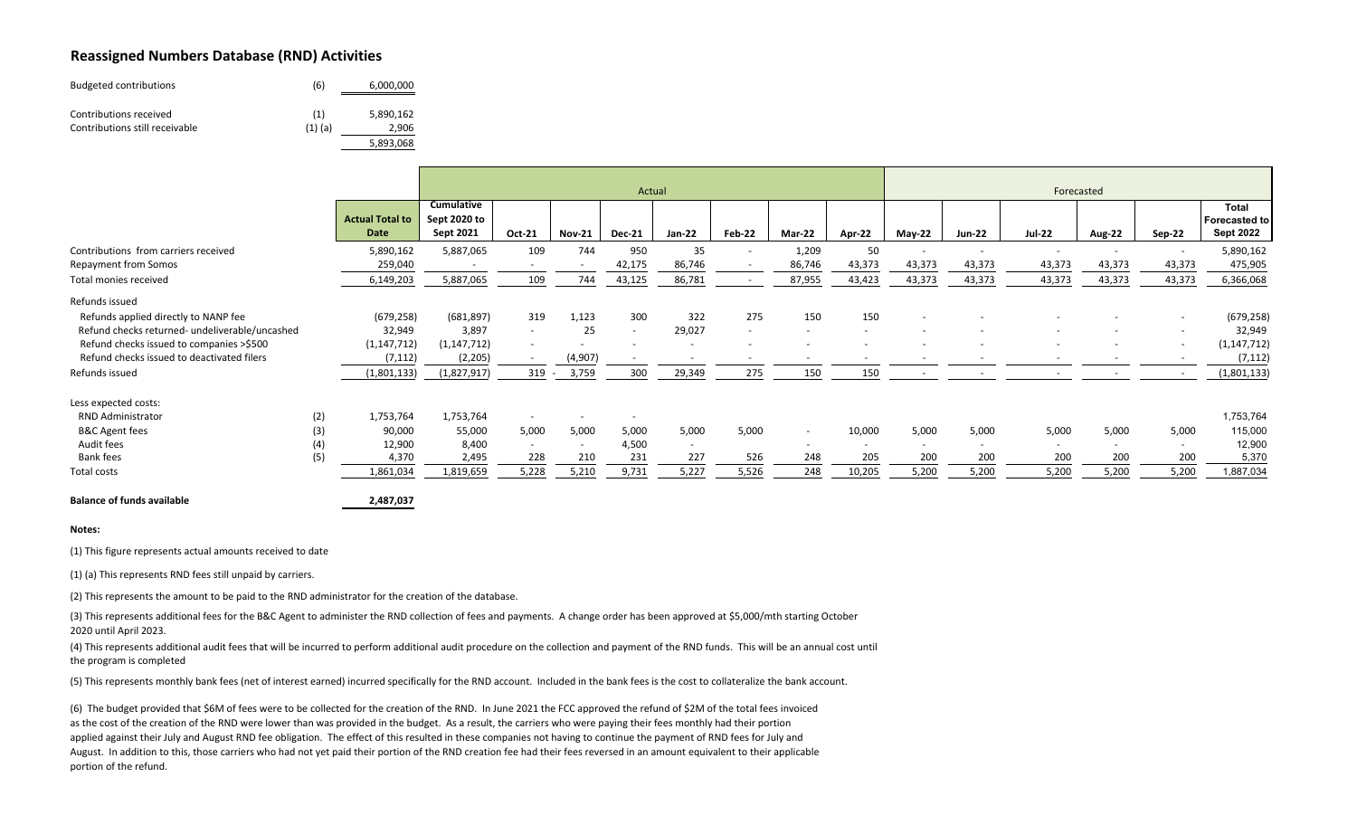## Reassigned Numbers Database (RND) Activities

| | | |
|---|---|---|
| Budgeted contributions | (6) | 6,000,000 |
| Contributions received | (1) | 5,890,162 |
| Contributions still receivable | (1) (a) | 2,906 |
| | | 5,893,068 |

| | | | Actual | | | | | | | | Forecasted | | | | | | |
|---|---|---|---|---|---|---|---|---|---|---|---|---|---|---|---|---|---|
| | | **Actual Total to Date** | **Cumulative Sept 2020 to Sept 2021** | **Oct-21** | **Nov-21** | **Dec-21** | **Jan-22** | **Feb-22** | **Mar-22** | **Apr-22** | **May-22** | **Jun-22** | **Jul-22** | **Aug-22** | **Sep-22** | **Total Forecasted to Sept 2022** |
| Contributions from carriers received | | 5,890,162 | 5,887,065 | 109 | 744 | 950 | 35 | - | 1,209 | 50 | - | - | - | - | - | 5,890,162 |
| Repayment from Somos | | 259,040 | - | - | - | 42,175 | 86,746 | - | 86,746 | 43,373 | 43,373 | 43,373 | 43,373 | 43,373 | 43,373 | 475,905 |
| Total monies received | | 6,149,203 | 5,887,065 | 109 | 744 | 43,125 | 86,781 | - | 87,955 | 43,423 | 43,373 | 43,373 | 43,373 | 43,373 | 43,373 | 6,366,068 |
| Refunds issued | | | | | | | | | | | | | | | | |
| Refunds applied directly to NANP fee | | (679,258) | (681,897) | 319 | 1,123 | 300 | 322 | 275 | 150 | 150 | - | - | - | - | - | (679,258) |
| Refund checks returned- undeliverable/uncashed | | 32,949 | 3,897 | - | 25 | - | 29,027 | - | - | - | - | - | - | - | - | 32,949 |
| Refund checks issued to companies >$500 | | (1,147,712) | (1,147,712) | - | - | - | - | - | - | - | - | - | - | - | - | (1,147,712) |
| Refund checks issued to deactivated filers | | (7,112) | (2,205) | - | (4,907) | - | - | - | - | - | - | - | - | - | - | (7,112) |
| Refunds issued | | (1,801,133) | (1,827,917) | 319 - | 3,759 | 300 | 29,349 | 275 | 150 | 150 | - | - | - | - | - | (1,801,133) |
| Less expected costs: | | | | | | | | | | | | | | | | |
| RND Administrator | (2) | 1,753,764 | 1,753,764 | - | - | - | | | | | | | | | | 1,753,764 |
| B&C Agent fees | (3) | 90,000 | 55,000 | 5,000 | 5,000 | 5,000 | 5,000 | 5,000 | - | 10,000 | 5,000 | 5,000 | 5,000 | 5,000 | 5,000 | 115,000 |
| Audit fees | (4) | 12,900 | 8,400 | - | - | 4,500 | - | | - | - | - | - | - | - | - | 12,900 |
| Bank fees | (5) | 4,370 | 2,495 | 228 | 210 | 231 | 227 | 526 | 248 | 205 | 200 | 200 | 200 | 200 | 200 | 5,370 |
| Total costs | | 1,861,034 | 1,819,659 | 5,228 | 5,210 | 9,731 | 5,227 | 5,526 | 248 | 10,205 | 5,200 | 5,200 | 5,200 | 5,200 | 5,200 | 1,887,034 |
| **Balance of funds available** | | **2,487,037** | | | | | | | | | | | | | | |

**Notes:**

(1) This figure represents actual amounts received to date

(1) (a) This represents RND fees still unpaid by carriers.

(2) This represents the amount to be paid to the RND administrator for the creation of the database.

(3) This represents additional fees for the B&C Agent to administer the RND collection of fees and payments. A change order has been approved at $5,000/mth starting October 2020 until April 2023.

(4) This represents additional audit fees that will be incurred to perform additional audit procedure on the collection and payment of the RND funds. This will be an annual cost until the program is completed

(5) This represents monthly bank fees (net of interest earned) incurred specifically for the RND account. Included in the bank fees is the cost to collateralize the bank account.

(6) The budget provided that $6M of fees were to be collected for the creation of the RND. In June 2021 the FCC approved the refund of $2M of the total fees invoiced as the cost of the creation of the RND were lower than was provided in the budget. As a result, the carriers who were paying their fees monthly had their portion applied against their July and August RND fee obligation. The effect of this resulted in these companies not having to continue the payment of RND fees for July and August. In addition to this, those carriers who had not yet paid their portion of the RND creation fee had their fees reversed in an amount equivalent to their applicable portion of the refund.